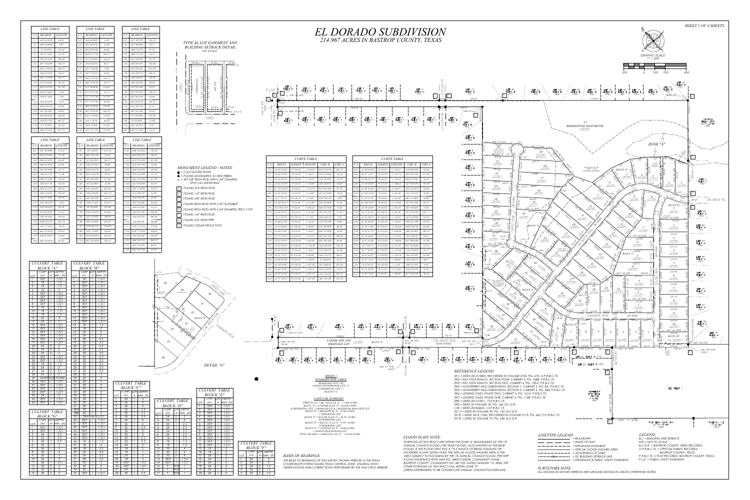# EL DORADO SUBDIVISION

## 214.967 ACRES IN BASTROP COUNTY, TEXAS

SHEET 1 OF 4 SHEETS

GRAPHIC SCALE 1" = 200'

### LINE TABLE

| L # | BEARING | LENGTH |
|---|---|---|
| L1 | N45°50'52"W | 60.00' |
| L2 | N46°03'09"W | 0.82' |
| L3 | S17°26'39"E | 752.45' |
| L4 | N43°11'50"E | 172.20' |
| L5 | N35°42'30"W | 806.60' |
| L6 | S47°16'50"W | 283.57' |
| L7 | N47°16'50"E | 283.57' |
| L8 | N35°42'30"E | 808.47' |
| L9 | N43°11'50"W | 184.77' |
| L10 | N17°26'39"W | 752.85' |
| L11 | N46°03'09"W | 341.29' |
| L12 | N46°03'09"W | 5.40' |
| L13 | S46°37'46"E | 5.09' |
| L14 | N35°42'30"E | 74.20' |
| L15 | N44°09'22"E | 40.60' |
| L16 | N47°16'50"E | 60.00' |
| L17 | S35°42'30"W | 246.95' |
| L18 | S46°42'17"E | 801.07' |
| L19 | S17°26'39"E | 761.40' |
| L20 | N02°43'40"E | 527.15' |

### LINE TABLE

| L # | BEARING | LENGTH |
|---|---|---|
| L21 | S86°50'06"E | 8.58' |
| L22 | S03°09'57"E | 57.09' |
| L23 | S64°39'03"W | 94.86' |
| L24 | N45°34'17"W | 480.72' |
| L25 | N17°26'39"W | 186.97' |
| L26 | S46°34'23"E | 82.17' |
| L27 | S61°14'56"W | 3.86' |
| L28 | N47°16'50"E | 29.82' |
| L29 | S68°13'37"W | 142.41' |
| L30 | S68°13'37"W | 20.17' |
| L31 | S17°35'08"W | 176.41' |
| L32 | S71°53'17"W | 53.12' |
| L33 | S71°53'17"W | 121.82' |
| L34 | S71°53'17"W | 20.94' |
| L35 | S68°19'56"W | 123.92' |
| L36 | S87°31'35"W | 256.10' |
| L37 | N24°11'56"W | 156.99' |
| L38 | S24°11'57"E | 40.29' |
| L39 | N69°16'06"E | 122.82' |
| L40 | N71°15'17"E | 122.36' |

### LINE TABLE

| L # | BEARING | LENGTH |
|---|---|---|
| L41 | N71°38'16"E | 125.46' |
| L42 | N77°09'46"E | 29.11' |
| L43 | N85°12'27"E | 91.41' |
| L44 | N86°12'27"E | 78.75' |
| L45 | N27°43'29"E | 187.23' |
| L46 | S84°09'41"E | 234.90' |
| L47 | S75°53'32"E | 257.68' |
| L48 | S03°09'21"E | 168.26' |
| L49 | S08°45'03"E | 185.06' |
| L50 | S08°45'03"E | 69.28' |
| L51 | S07°04'58"E | 75.27' |
| L52 | S07°04'58"E | 128.04' |
| L53 | N53°50'57"W | 34.96' |
| L54 | N53°50'57"W | 125.72' |
| L55 | N53°50'57"W | 97.47' |
| L56 | S67°36'29"E | 32.09' |
| L57 | S67°36'29"E | 135.89' |
| L58 | S7°33'29"E | 21.96' |
| L59 | N63°56'26"E | 15.21' |
| L60 | N46°51'13"W | 277.31' |

### LINE TABLE

| L # | BEARING | LENGTH |
|---|---|---|
| L61 | N57°29'09"E | 214.07' |
| L62 | N57°29'09"E | 717.00' |
| L63 | N46°42'20"W | 40.28' |
| L64 | N46°42'20"W | 92.29' |
| L65 | N47°00'09"E | 27.77' |
| L66 | N46°34'17"E | 31.49' |
| L67 | N46°34'17"W | 92.50' |
| L68 | N46°34'17"E | 120.00' |
| L69 | N46°24'17"E | 162.20' |
| L70 | N02°43'40"E | 243.00' |
| L71 | N43°11'50"E | 169.00' |
| L72 | N35°42'30"E | 21.89' |
| L73 | S25°39'45"E | 35.16' |
| L74 | N46°36'20"W | 175.40' |
| L75 | N46°42'50"E | 12.80' |
| L76 | N88°50'21"E | 223.74' |
| L77 | N41°11'50"E | 180.05' |
| L78 | S82°44'40"W | 278.20' |
| L79 | S38°07'26"W | 103.60' |
| L80 | S82°44'40"W | 97.60' |

### LINE TABLE

| L # | BEARING | LENGTH |
|---|---|---|
| L81 | S7°23'29"E | 216.74' |
| L82 | S82°36'31"W | 25.00' |
| L83 | N7°23'29"W | 280.74' |
| L84 | N82°36'31"E | 96.99' |
| L85 | N39°04'57"E | 86.99' |
| L86 | N44°26'27"W | 197.20' |
| L87 | N44°38'39"W | 217.40' |
| L88 | N7°23'29"W | 32.46' |
| L89 | N42°36'31"E | 120.23' |
| L90 | S06°38'00"E | 2063.17' |
| L91 | N26°18'27"W | 216.70' |
| L92 | S26°07'27"E | 224.27' |
| L93 | N7°42'29"W | 251.80' |
| L94 | S60°30'09"E | 402.80' |
| L95 | S75°19'39"E | 190.96' |
| L96 | S42°23'49"E | 201.82' |
| L97 | S24°46'11"E | 156.69' |
| L98 | S32°17'09"E | 130.90' |
| L99 | S82°49'06"W | 137.24' |
| L100 | N27°44'18"W | 204.51' |

### LINE TABLE

| L # | BEARING | LENGTH |
|---|---|---|
| L101 | N46°55'09"E | 156.33' |
| L102 | N53°09'27"E | 169.35' |
| L103 | N75°33'37"E | 207.38' |
| L104 | S75°49'31"W | 33.59' |
| L105 | N46°09'47"E | 335.08' |
| L106 | N75°43'09"E | 220.22' |
| L107 | S82°23'29"W | 527.58' |
| L108 | S53°30'09"W | 93.85' |
| L109 | N72°49'47"E | 93.88' |
| L110 | N26°39'03"E | 211.98' |
| L111 | N27°32'48"E | 45.88' |
| L112 | N49°20'49"E | 101.07' |
| L113 | S65°42'10"E | 246.36' |
| L114 | N65°20'57"E | 495.20' |
| L115 | N4°55'09"E | 160.08' |
| L116 | N46°53'48"E | 213.88' |
| L117 | N46°11'30"W | 336.82' |
| L118 | N38°36'32"E | 210.90' |
| L119 | N46°51'09"W | 1967.07' |
| L121 | N43°16'52"E | 60.60' |
| L122 | N02°51'17"W | 34.48' |

### CURVE TABLE

| C # | DELTA | RADIUS | LENGTH | CHD. B | CHD. L |
|---|---|---|---|---|---|
| C1 | Δ=30°32'27" | R=275.00' | L=228.49' | N70°07'43"W | 226.71' |
| C2 | Δ=90°00'00" | R=25.00' | L=39.27' | S47°30'29"W | 35.36' |
| C3 | Δ=16°38'22" | R=275.00' | L=79.83' | S16°48'29"E | 79.76' |
| C4 | Δ=42°30'00" | R=25.00' | L=18.60' | N43°58'29"W | 18.25' |
| C5 | Δ=76°15'03" | R=50.00' | L=110.76' | S79°50'29"W | 91.16' |
| C6 | Δ=42°30'00" | R=25.00' | L=18.60' | S47°07'29"W | 18.25' |
| C7 | Δ=11°35'14" | R=325.00' | L=65.80' | N30°36'52"E | 9.08' |
| C8 | Δ=45°43'01" | R=25.00' | L=19.95' | N23°09'29"W | 21.09' |
| C9 | Δ=278°21'04" | R=50.00' | L=242.06' | N60°19'13"W | 77.60' |
| C10 | Δ=49°45'07" | R=25.00' | L=21.89' | N72°09'13"E | 21.10' |
| C11 | Δ=11°52'13" | R=275.00' | L=57.02' | N46°29'45"E | 7.63' |
| C12 | Δ=89°54'23" | R=25.00' | L=30.63' | N75°08'29"E | 28.08' |
| C13 | Δ=16°36'22" | R=335.00' | L=98.00' | S16°38'49"E | 96.28' |
| C14 | Δ=90°00'00" | R=25.00' | L=39.27' | N62°26'39"W | 35.36' |
| C15 | Δ=11°16'51" | R=275.00' | L=452.23' | N61°18'13"W | 386.90' |
| C16 | Δ=30°16'31" | R=275.00' | L=185.65' | N54°36'19"W | 186.08' |
| C17 | Δ=30°16'31" | R=335.00' | L=176.79' | S35°08'18"E | 116.19' |
| C18 | Δ=90°00'00" | R=25.00' | L=39.27' | S15°50'57"E | 35.36' |
| C19 | Δ=30°51'51" | R=175.00' | L=99.91' | N52°51'51"E | 99.37' |
| C20 | Δ=90°00'00" | R=25.00' | L=39.27' | S7°59'52"E | 35.37' |
| C21 | Δ=28°29'05" | R=335.00' | L=327.79' | S27°09'57"E | 232.92' |
| C22 | Δ=90°00'00" | R=25.00' | L=39.27' | S02°23'29"E | 35.36' |
| C23 | Δ=35°32'32" | R=335.00' | L=207.27' | S72°07'47"E | 232.92' |
| C24 | Δ=17°36'57" | R=375.00' | L=153.25' | S67°48'12"E | 176.70' |

### CURVE TABLE

| C # | DELTA | RADIUS | LENGTH | CHD. B | CHD. L |
|---|---|---|---|---|---|
| C25 | Δ=88°00'00" | R=25.00' | L=39.27' | S19°38'30"W | 35.36' |
| C26 | Δ=57°15'41" | R=335.00' | L=335.15' | S53°32'51"E | 35.36' |
| C27 | Δ=98°09'11" | R=25.00' | L=39.20' | S88°10'02"W | 35.60' |
| C28 | Δ=89°59'02" | R=275.00' | L=158.05' | S07°02'44"E | 182.86' |
| C29 | Δ=88°50'02" | R=275.00' | L=119.27' | N07°04'32"E | 36.90' |
| C30 | Δ=132°23'00" | R=50.00' | L=186.38' | S29°13'43"E | 79.54' |
| C31 | Δ=142°51'22" | R=50.00' | L=145.40' | S86°31'08"W | 83.80' |
| C32 | Δ=138°21'21" | R=60.00' | L=111.58' | S51°56'17"W | 87.41' |
| C33 | Δ=19°39'42" | R=60.00' | L=142.35' | N67°21'43"E | 76.80' |
| C34 | Δ=11°12'44" | R=330.00' | L=64.57' | N77°02'40"W | 70.11' |
| C35 | Δ=35°36'53" | R=335.00' | L=172.87' | N41°47'06"W | 133.00' |
| C36 | Δ=15°17'40" | R=335.00' | L=155.06' | N56°16'00"W | 133.00' |
| C37 | Δ=16°31'15" | R=335.00' | L=155.06' | N69°16'00"W | 124.83' |
| C38 | Δ=104°11'17" | R=275.00' | L=228.98' | S89°28'18"E | 249.18' |
| C39 | Δ=16°38'48" | R=270.00' | L=78.40' | S63°48'47"E | 78.26' |
| C40 | Δ=31°32'55" | R=270.00' | L=148.87' | N62°56'29"W | 147.82' |
| C41 | Δ=7°47'27" | R=275.00' | L=37.19' | N11°32'56"W | 37.14' |
| C42 | Δ=17°45'43" | R=335.00' | L=103.79' | S76°24'24"E | 102.77' |
| C43 | Δ=20°50'01" | R=335.00' | L=123.96' | S85°20'03"E | 120.00' |
| C44 | Δ=22°12'21" | R=275.00' | L=106.60' | S63°52'37"E | 95.37' |
| C45 | Δ=12°47'14" | R=335.00' | L=4.05' | S08°58'18"E | 4.05' |
| C46 | Δ=35°30'53" | R=25.00' | L=118.58' | S80°36'09"E | 18.28' |
| C47 | Δ=30°19'57" | R=60.00' | L=98.88' | N12°03'59"W | 86.55' |

### MONUMENT LEGEND / NOTES:

- ■ = CALCULATED POINT
- ● = FOUND MONUMENT AS DESCRIBED
- ○ = SET 5/8" IRON ROD WITH CAP STAMPED "SPOT ON SURVEYING"

1. FOUND 3/4" IRON ROD
2. FOUND 1/2" IRON ROD
3. FOUND 5/8" IRON ROD
4. FOUND IRON ROD WITH CAP "ILLEGIBLE"
5. FOUND IRON ROD WITH CAP STAMPED "RPLS 1753"
6. FOUND 1/4" IRON ROD
7. FOUND 3/4" IRON PIPE
8. FOUND CEDAR FENCE POST

### TYPICAL LOT EASEMENT AND BUILDING SETBACK DETAIL

NO SCALE

25' B.L., 10' B.L., 10' D.E. & P.U.E., STREET, CORNER LOT, ANY LOT, 20' B.L., 10' B.L.

### CULVERT TABLE BLOCK "A"

| LOT | CMP (in) | QTY # | DEPTH MIN. (ft) |
|---|---|---|---|
| 1 | 18/F | 1 | 1.5/1 |
| 2 | 18 | 1 | 1.5 |
| 3 | 18 | 1 | 1.5 |
| 4 | 18 | 1 | 2 |
| 5 | 18/F | 1 | 1.5/1 |
| 6 | 18/F | 1 | 1.5/1 |
| 7 | 18/F | 1 | 1.5/1 |
| 8 | 18/F | 1 | 1.5/1 |
| 9 | 18 | 1 | 1.5 |
| 10 | 18 | 1 | 1.5 |
| 11 | 18 | 1 | 1.5 |
| 12 | 24 | 1 | 2 |
| 13 | 18/F | 1 | 1.5/1 |
| 14 | 18/F | 1 | 1.5/1 |
| 15 | 18/F | 1 | 1.5/1 |
| 16 | 18/F | 1 | 1.5/1 |
| 17 | 18/F | 1 | 1.5/1 |
| 18 | 18/F | 1 | 1.5/1 |
| 19 | 18/F | 1 | 1.5/1 |
| 20 | 24 | 2 | 2 |
| 21 | 24 | 2 | 2 |
| 22 | 24 | 2 | 2 |
| 23 | 18/F | 1 | 1.5/1 |
| 24 | 18/F | 1 | 1.5/1 |
| 25 | 24 | 2 | 2 |
| 26 | 24 | 2 | 2 |
| 27 | 24 | 2 | 2 |
| 28 | 24 | 2 | 2 |
| 29 | DETENTION POND | | |
| 30 | 18/F | 1 | 1.5/1 |
| 31 | 18/F | 1 | 1.5/1 |
| 32 | 18/F | 1 | 1.5/1 |
| 33 | 18/F | 1 | 1.5/1 |
| 34 | 24 | 2 | 2 |
| 35 | 18/F | 1 | 1.5/1 |
| 36 | 18/F | 1 | 1.5/1 |

### CULVERT TABLE BLOCK "B"

| LOT | CMP (in) | QTY # | DEPTH MIN. (ft) |
|---|---|---|---|
| 1 | 24 | 1 | 1.5/1 |
| 2 | 18/F | 1 | 1.5/1 |
| 3 | 18/F | 1 | 1.5/1 |
| 4 | 18/F | 1 | 1.5/1 |
| 5 | 18/F | 1 | 1.5/1 |
| 6 | 18/F | 1 | 1.5/1 |
| 7 | 18/F | 1 | 1.5/1 |
| 8 | 18/F | 1 | 1.5/1 |
| 9 | 18/F | 1 | 1.5/1 |
| 10 | 18/F | 1 | 1.5/1 |
| 11 | 18/F | 1 | 1.5/1 |
| 12 | 18/F | 1 | 1.5/1 |
| 13 | 18/F | 1 | 1.5/1 |
| 14 | 18 | 1 | 1.5 |
| 15 | 24 | 1 | 2 |
| 16 | 24 | 1 | 2 |
| 17 | 24 | 1 | 2 |
| 18 | 24 | 1 | 2.5 |
| 19 | 30 | 1 | 2.5 |
| 20 | 30 | 1 | 2.5 |
| 21 | 30 | 1 | 2.5 |
| 22 | 30 | 1 | 2.5 |
| 23 | 30 | 1 | 2.5 |
| 24 | 30 | 1 | 2.5 |
| 25 | 30 | 1 | 2.5 |
| 26 | 30 | 1 | 2.5 |
| 27 | 30 | 1 | 3 |
| 28 | 30 | 1 | 3 |
| 29 | 30 | 1 | 3 |
| 30 | 30 | 1 | 3 |
| 31 | 30 | 1 | 3 |
| 32 | 30 | 1 | 3 |
| 33 | 30 | 1 | 3 |
| 34 | 30 | 1 | 3 |
| 35 | 30 | 1 | 3 |
| 36 | 30 | 1 | 3 |
| 37 | 30 | 1 | 3 |
| 38A | 30 | 1 | 3 |
| 38B | 30 | 1 | 3 |
| 39 | DRAINAGE LOT | | |
| 40 | 18/F | 1 | 1.5/1 |
| 41 | 18/F | 1 | 1.5/1 |
| 42 | 18/F | 1 | 1.5/1 |
| 43 | 18/F | 1 | 1.5/1 |
| 44 | 18/F | 1 | 1.5/1 |
| 45 | 18/F | 1 | 1.5/1 |
| 46 | 18 | 1 | 1.5 |
| 47 | 18 | 1 | 2 |
| 48 | 18 | 1 | 2.5 |
| 49 | 24 | 1 | 2.5 |
| 50 | 24 | 1 | 2.5 |
| 51 | 30 | 1 | 3 |
| 52 | 30 | 1 | 3 |
| 53 | 30 | 1 | 3 |
| 54 | 30 | 1 | 3 |
| 55 | 18/F | 1 | 1.5/1 |

### CULVERT TABLE BLOCK "C"

| LOT | CMP (in) | QTY # | DEPTH MIN. (ft) |
|---|---|---|---|
| 1 | 24 | 1 | 2 |
| 2 | 36 | 1 | 3 |
| 3 | 36 | 1 | 3 |
| 4 | 36 | 1 | 3.5 |
| 5 | 36 | 1 | 3.5 |
| 6 | 36 | 1 | 3.5 |
| 7 | 30 | 1 | 4 |
| 8 | 36 | 1 | 3 |
| 9 | 36 | 1 | 3.5 |
| 10 | 36 | 1 | 3 |
| 11 | 30 | 1 | 3 |
| 12 | 30 | 1 | 2.5 |
| 13 | 30 | 1 | 2.5 |
| 14 | 24 | 1 | 2 |
| 15 | 18 | 1 | 2 |
| 16 | 18 | 1 | 2 |
| 17 | 24 | 1 | 2 |
| 18 | 18 | 1 | 2 |
| 19 | 18/F | 1 | 1.5/1 |
| 20 | 18/F | 1 | 1.5/1 |
| 21 | 24 | 1 | 2 |
| 22 | 30 | 1 | 2.5 |

### CULVERT TABLE BLOCK "D"

| LOT | CMP (in) | QTY # | DEPTH MIN. (ft) |
|---|---|---|---|
| 1 | 24 | 1 | 2 |
| 2 | 24 | 2 | 2 |
| 3 | 30 | 1 | 2.5 |
| 4 | 24 | 1 | 2.5 |
| 5 | 24 | 1 | 2.5 |
| 6 | 18 | 1 | 2.5 |
| 7 | 30 | 1 | 2.5 |
| 8 | 18 | 1 | 1.5 |
| 9 | 18 | 1 | 1.5 |
| 10 | 30 | 2 | 4 |
| 11 | 30 | 2 | 4 |
| 12 | 30 | 2 | 4 |
| 13 | 18/F | 1 | 1.5/1 |
| 14 | 18/F | 1 | 1.5/1 |
| 15 | N/A | 1 | |
| 16 | N/A | 1 | |
| 17 | N/A | 1 | |

### CULVERT TABLE BLOCK "E"

| LOT | CMP (in) | QTY # | DEPTH MIN. (ft) |
|---|---|---|---|
| 1 | 18/F | 1 | 1.5/1 |
| 2 | 18/F | 1 | 1.5/1 |
| 3 | 18/F | 1 | 1.5/1 |
| 4 | 18/F | 1 | 1.5/1 |
| 5 | 18/F | 1 | 1.5/1 |
| 6 | 18/F | 1 | 1.5/1 |
| 7 | 18/F | 1 | 1.5/1 |
| 8 | 18/F | 1 | 1.5/1 |
| 9 | 18/F | 1 | 1.5/1 |
| 10 | 18/F | 1 | 1.5/1 |
| 11 | 18/F | 1 | 1.5/1 |
| 12 | 18/F | 1 | 1.5/1 |
| 13 | 18 | 1 | 2 |
| 14 | 18 | 1 | 2 |
| 15 | 24 | 1 | 2 |
| 16 | 24 | 1 | 2 |
| 17 | 24 | 1 | 2 |
| 18 | 24 | 1 | 2 |
| 19 | 24 | 1 | 2 |
| 20 | 24 | 1 | 2 |

### CULVERT TABLE BLOCK "F"

| LOT | CMP (in) | QTY # | DEPTH MIN. (ft) |
|---|---|---|---|
| 1 | 24 | 2 | 2 |
| 2 | 24 | 1 | 2 |
| 3 | 24 | 1 | 2 |
| 4 | 24 | 2 | 1.5 |
| 5 | 24 | 2 | 1.5 |

### CULVERT TABLE BLOCK "G"

| LOT | CMP (in) | QTY # | DEPTH MIN. (ft) |
|---|---|---|---|
| 1 | 18/F | 1 | 1.5/1 |
| 2 | 18/F | 1 | 1.5/1 |
| 3 | 24 | 1 | 2.5 |
| 4 | 24 | 1 | 2.5 |
| 5 | 30 | 1 | 2.5 |
| 6 | 36 | 1 | 3 |
| 7 | 36 | 1 | 3 |
| 8 | 36 | 1 | 3 |
| 9 | 36 | 1 | 3 |
| 10 | 36 | 1 | 3 |
| 11 | 36 | 1 | 3.5 |
| 12 | 36 | 1 | 3 |
| 13 | 30 | 1 | 3 |
| 14 | 30 | 1 | 3 |

DETAIL "A"

### SHEET 1 SUMMARY SITE TABLE

RESIDENTIAL LOTS = 93
LANDSCAPE/DRAINAGE LOTS = 3
COMMERCIAL LOTS = 1
BLOCKS = 6

### LAND USE SUMMARY

STREET R.O.W. = 481,109.50 SQ. FT. - 11.045 ACRES
BLOCK "A" = 2,763,865.34 SQ. FT. - 63.450 ACRES
35 RESIDENTIAL LOTS | 1 DRAINAGE LOT & 1 RESIDENTIAL RANCHETTE LOT
BLOCK "B" = 380,966.99 SQ. FT. - 8.745 ACRES
1 RESIDENTIAL LOTS
BLOCK "C" = 816,796.76 SQ. FT. - 18.751 ACRES
22 RESIDENTIAL LOTS
BLOCK "D" = 426,513.15 SQ. FT. - 9.791 ACRES
12 RESIDENTIAL LOTS
BLOCK "E" = 116,810.02 SQ. FT. - 2.686 ACRES
1 LANDSCAPE/DRAINAGE LOT
TOTAL SITE AREA = 4,986,833.61 SQ. FT. - 114.418 ACRES

### BASIS OF BEARINGS:

THE BASIS OF BEARINGS OF THIS SURVEY SHOWN HEREON, IS THE TEXAS COORDINATE SYSTEM NAD83, TEXAS CENTRAL ZONE, UTILIZING STATIC OBSERVATIONS AND CORRECTIONS PERFORMED BY THE NGS-OPUS WEBSITE.

### FLOOD PLAIN NOTE:

PORTIONS OF THIS TRACT ARE WITHIN THE ZONE "A" BOUNDARIES OF THE 1% ANNUAL CHANCE FLOOD (100-YEAR FLOOD), ALSO KNOWN AS THE BASE FLOOD, IS THE FLOOD THAT HAS A 1% CHANCE OF BEING EQUALED OR EXCEEDED IN ANY GIVEN YEAR. THE SPECIAL FLOOD HAZARD AREA IS THE AREA SUBJECT TO FLOODING BY THE 1% ANNUAL CHANCE FLOOD. PER NFIP FLOOD INSURANCE RATE MAP NO. 48021C0325E, COMMUNITY NAME BASTROP COUNTY, COMMUNITY NO. 481193, DATED JANUARY 19, 2006, THE OTHER PORTIONS OF THIS TRACT FALL WITHIN ZONE "X" (AREAS DETERMINED TO BE OUTSIDE 0.2% ANNUAL CHANCE FLOODPLAIN).

### REFERENCE LEGEND:

(R1) = DEED 201215825, RECORDED IN VOLUME 2196, PG. 670, O.P.R.B.C.TX.
(R2) = RIO VISTA RANCH, SECTION FOUR, CABINET 5, PG. 168B, P.R.B.C.TX.
(R3) = RIO VISTA RANCH, SECTION TWO, CABINET 4, PG. 192A, P.R.B.C.TX.
(R4) = MONTERREY HILLS SUBDIVISION, SECTION 1, CABINET 5, PG. 8A, P.R.B.C.TX.
(R5) = MONTERREY HILLS SUBDIVISION, SECTION 2, CABINET 5, PG. 36B, P.R.B.C.TX.
(R6) = LEGEND OAKS, PHASE TWO, CABINET 3, PG. 161A, P.R.B.C.TX.
(R7) = LEGEND OAKS, PHASE ONE, CABINET 3, PG. 112B, P.R.B.C.TX.
(R8) = DEED 201512811, O.P.R.B.C.TX.
(R9) = DEED IN VOLUME 18, PG. 166, B.C.D.R.
(10) = DEED 201604431, O.P.R.B.C.TX.
(R11) = DEED IN VOLUME 39, PG. 125, B.C.D.R.
(R12) = DEED 201211526, RECORDED IN VOLUME 2173, PG. 665, O.P.R.B.C.TX.
(R13) = DEED IN VOLUME 79, PG. 636, B.C.D.R.

### LINETYPE LEGEND:

- = BOUNDARY
- = RIGHT OF WAY
- = DRAINAGE EASEMENT
- = SPECIAL FLOOD HAZARD AREA
- = ADJOINING LOT LINES
- = 25' BUILDING SETBACK LINE
- = DRAINAGE & PUBLIC UTILITY EASEMENT

### LEGEND:

B.L. = BUILDING LINE SETBACK
NTS = NOT TO SCALE
B.C.D.R. = BASTROP COUNTY, DEED RECORDS.
O.P.R.B.C.TX. = OFFICIAL PUBLIC RECORDS, BASTROP COUNTY, TEXAS
P.R.B.C.TX. = PLAT RECORDS, BASTROP COUNTY, TEXAS.
P.U.E. = PUBLIC UTILITY EASEMENT

### SURVEYORS NOTE:

ALL DISTANCES SHOWN HEREON ARE GROUND DISTANCES UNLESS OTHERWISE NOTED.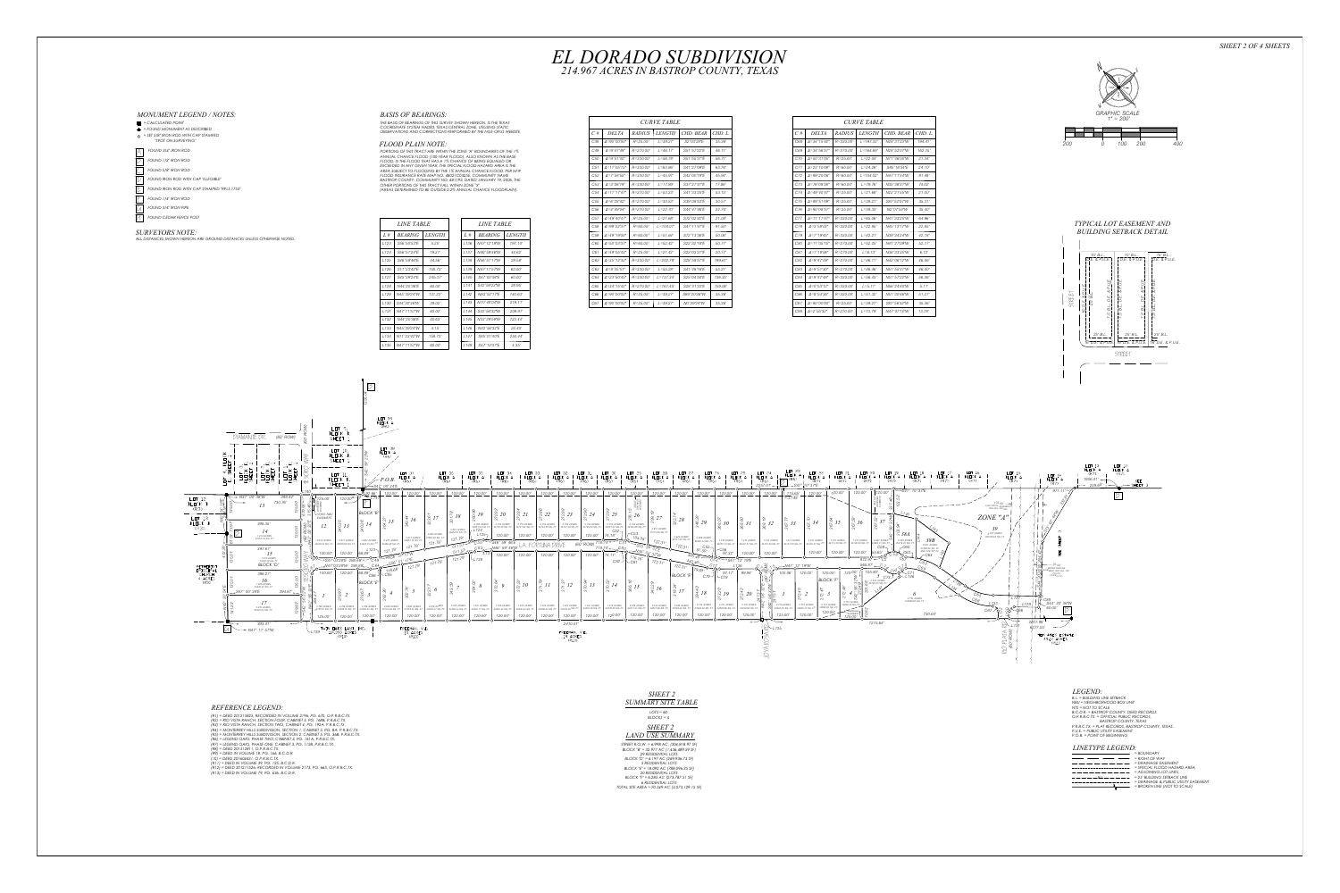# EL DORADO SUBDIVISION

## 214.967 ACRES IN BASTROP COUNTY, TEXAS

SHEET 2 OF 4 SHEETS

### MONUMENT LEGEND / NOTES:

- = CALCULATED POINT
- = FOUND MONUMENT AS DESCRIBED
- = SET 5/8" IRON ROD WITH CAP STAMPED "SPOT ON SURVEYING"

- FOUND 3/4" IRON ROD
- FOUND 1/2" IRON ROD
- FOUND 5/8" IRON ROD
- FOUND IRON ROD WITH CAP "ILLEGIBLE"
- FOUND IRON ROD WITH CAP STAMPED "RPLS 1753"
- FOUND 7/8" IRON ROD
- FOUND 3/4" IRON PIPE
- FOUND CEDAR FENCE POST

### SURVEYORS NOTE:

ALL DISTANCES SHOWN HEREON ARE GROUND DISTANCES UNLESS OTHERWISE NOTED.

### BASIS OF BEARINGS:

THE BASIS OF BEARINGS OF THIS SURVEY SHOWN HEREON, IS THE TEXAS COORDINATE SYSTEM NAD83, TEXAS CENTRAL ZONE, UTILIZING STATIC OBSERVATIONS AND CORRECTIONS PERFORMED BY THE NGS OPUS WEBSITE.

### FLOOD PLAIN NOTE:

PORTIONS OF THIS TRACT ARE WITHIN THE ZONE "A" BOUNDARIES OF THE 1% ANNUAL CHANCE FLOOD (100-YEAR FLOOD), ALSO KNOWN AS THE BASE FLOOD. IS THE FLOOD THAT HAS A 1% CHANCE OF BEING EQUALED OR EXCEEDED IN ANY GIVEN YEAR. THE SPECIAL FLOOD HAZARD AREA IS THE AREA SUBJECT TO FLOODING BY THE 1% ANNUAL CHANCE FLOOD, PER NFIP FLOOD INSURANCE RATE MAP NO. 48021C0305E, COMMUNITY NAME BASTROP COUNTY, COMMUNITY NO. 481193, DATED JANUARY 19, 2006. THE OTHER PORTIONS OF THE TRACT FALL WITHIN ZONE "X" (AREAS DETERMINED TO BE OUTSIDE 0.2% ANNUAL CHANCE FLOODPLAIN)

### LINE TABLE

| L # | BEARING | LENGTH |
|---|---|---|
| L123 | S06°55'57"E | 5.25' |
| L124 | S06°57'24"E | 78.27' |
| L125 | S06°59'46"E | 24.56' |
| L126 | S11°23'42"E | 105.73' |
| L127 | S05°59'03"E | 245.37' |
| L128 | N46°35'06"E | 60.00' |
| L129 | N45°50'04"W | 121.22' |
| L130 | S44°29'54"W | 28.02' |
| L131 | N41°11'37"W | 60.00' |
| L132 | S44°25'35"E | 60.64' |
| L133 | N45°50'04"W | 6.12' |
| L134 | N21°25'45"W | 108.75' |
| L135 | N41°11'37"W | 60.00' |

### LINE TABLE

| L # | BEARING | LENGTH |
|---|---|---|
| L136 | N41°12'14"W | 191.15' |
| L137 | N46°38'49"W | 60.62' |
| L138 | N46°42'17"W | 28.08' |
| L139 | N41°17'57"W | 60.00' |
| L140 | S47°30'06"E | 60.00' |
| L141 | S42°50'53"W | 28.98' |
| L142 | N45°42'17"E | 150.65' |
| L143 | N70°38'04"W | 218.17' |
| L144 | S42°50'53"W | 208.91' |
| L145 | N54°29'58"W | 225.65' |
| L146 | N42°56'32"E | 24.69' |
| L147 | S65°31'40"E | 235.44' |
| L148 | S47°52'57"E | 4.32' |

### CURVE TABLE

| C # | DELTA | RADIUS | LENGTH | CHD. BEAR | CHD. L |
|---|---|---|---|---|---|
| C28 | Δ=90°00'00" | R=25.00' | L=39.27' | S2°05'29"E | 35.36' |
| C29 | Δ=8°47'08" | R=270.00' | L=46.17' | S01°57'22"E | 46.11' |
| C30 | Δ=18°51'30" | R=250.00' | L=146.39' | S01°56'57"E | 68.71' |
| C31 | Δ=11°05'01" | R=250.00' | L=243.88' | S41°27'08"E | 63.76' |
| C32 | Δ=11°58'36" | R=250.00' | L=45.97' | S42°05'18"E | 45.96' |
| C33 | Δ=12°06'19" | R=250.00' | L=17.88' | S37°27'07"E | 17.88' |
| C34 | Δ=11°17'07" | R=270.00' | L=53.23' | S41°33'25"E | 53.15' |
| C35 | Δ=06°20'42" | R=270.00' | L=30.63' | S38°04'52"E | 30.67' |
| C36 | Δ=12°49'34" | R=270.00' | L=22.70' | S34°47'46"E | 22.70' |
| C37 | Δ=08°40'57" | R=25.00' | L=21.88' | S75°02'02"E | 21.00' |
| C38 | Δ=08°32'57" | R=60.00' | L=104.07' | S47°11'07"E | 91.60' |
| C39 | Δ=09°19'00" | R=60.00' | L=61.66' | S02°13'38"E | 60.08' |
| C40 | Δ=50°52'57" | R=60.00' | L=52.42' | S22°03'18"E | 50.77' |
| C41 | Δ=58°03'42" | R=25.00' | L=21.42' | S22°03'18"E | 20.77' |
| C42 | Δ=25°12'50" | R=250.00' | L=202.78' | S38°28'03"E | 196.61' |
| C43 | Δ=12°35'57" | R=250.00' | L=155.09' | S41°39'18"E | 65.21' |
| C44 | Δ=23°50'40" | R=250.00' | L=137.23' | S35°04'58"E | 136.43' |
| C45 | Δ=24°25'02" | R=270.00' | L=160.45' | S38°21'33"E | 159.08' |
| C46 | Δ=90°00'00" | R=25.00' | L=39.27' | S89°39'06"W | 35.36' |
| C47 | Δ=90°00'00" | R=25.00' | L=39.27' | N1°39'06"W | 35.36' |

### CURVE TABLE

| C # | DELTA | RADIUS | LENGTH | CHD. BEAR | CHD. L |
|---|---|---|---|---|---|
| C68 | Δ=36°16'00" | R=325.00' | L=197.52' | N09°37'43"W | 194.41' |
| C69 | Δ=30°06'57" | R=325.00' | L=184.88' | N09°52'07"W | 182.76' |
| C70 | Δ=03°47'06" | R=325.00' | L=22.39' | N11°59'06"W | 21.32' |
| C71 | Δ=22°10'08" | R=60.00' | L=24.39' | S05°16'45"E | 23.70' |
| C72 | Δ=90°29'08" | R=60.00' | L=154.52' | N41°17'33"W | 91.48' |
| C73 | Δ=78°09'08" | R=60.00' | L=178.78' | N51°38'27"W | 75.02' |
| C74 | Δ=49°50'07" | R=25.00' | L=21.98' | N02°27'03"W | 21.03' |
| C75 | Δ=88°51'08" | R=25.00' | L=38.21' | S85°53'57"W | 35.31' |
| C76 | Δ=90°08'51" | R=25.00' | L=39.33' | S01°57'29"E | 35.40' |
| C77 | Δ=11°17'07" | R=325.00' | L=168.58' | N41°23'09"E | 64.98' |
| C78 | Δ=13°58'03" | R=325.00' | L=122.98' | N46°13'17"W | 22.80' |
| C79 | Δ=17°19'42" | R=325.00' | L=32.37' | N59°36'03"W | 32.78' |
| C80 | Δ=11°26'18" | R=275.00' | L=163.53' | N41°37'08"W | 52.17' |
| C81 | Δ=11°18'08" | R=275.00' | L=16.13' | N56°35'25"W | 8.13' |
| C82 | Δ=16°47'03" | R=275.00' | L=98.78' | N62°08'12"W | 86.50' |
| C83 | Δ=16°51'40" | R=275.00' | L=98.38' | N61°35'37"W | 86.50' |
| C84 | Δ=18°47'22" | R=325.00' | L=106.53' | N51°57'23"W | 86.30' |
| C85 | Δ=10°07'57" | R=325.00' | L=15.17' | N66°24'05"W | 5.17' |
| C86 | Δ=28°54'00" | R=325.00' | L=161.32' | N51°25'08"W | 51.07' |
| C87 | Δ=90°00'00" | R=25.00' | L=39.27' | S80°34'32"W | 35.36' |
| C88 | Δ=2°50'53" | R=270.00' | L=13.78' | N47°57'05"W | 13.78' |

### TYPICAL LOT EASEMENT AND BUILDING SETBACK DETAIL

### REFERENCE LEGEND:

(R1) = DEED 201211823, RECORDED IN VOLUME 2196, PG. 675, O.P.R.B.C.TX.
(R2) = RIO VISTA RANCH, SECTION FOUR, CABINET 5, PG. 168B, P.R.B.C.TX.
(R3) = RIO VISTA RANCH, SECTION TWO, CABINET 5, PG. 192A, P.R.B.C.TX.
(R4) = MONTERREY HILLS SUBDIVISION, SECTION 1, CABINET 5, PG. 8A, P.R.B.C.TX.
(R5) = MONTERREY HILLS SUBDIVISION, SECTION 2, CABINET 5, PG. 34B, P.R.B.C.TX.
(R6) = LEGEND OAKS, PHASE TWO, CABINET 5, PG. 161A, P.R.B.C.TX.
(R7) = LEGEND OAKS, PHASE ONE, CABINET 5, PG. 112B, P.R.B.C.TX.
(R8) = DEED 201213081, O.P.R.B.C.TX.
(R9) = DEED IN VOLUME 18, PG. 166, B.C.D.R.
(10) = DEED 201606021, O.P.R.B.C.TX.
(R11) = DEED IN VOLUME 39, PG. 125, B.C.D.R.
(R12) = DEED 201611026, RECORDED IN VOLUME 2173, PG. 865, O.P.R.B.C.TX.
(R13) = DEED IN VOLUME 79, PG. 646, B.C.D.R.

### SHEET 2 SUMMARY SITE TABLE

LOTS = 60
BLOCKS = 4

### SHEET 2 LAND USE SUMMARY

STREET R.O.W. = 6.998 AC. (304,818.87 SF)
BLOCK "B" = 32.977 AC. (1,436,489.59 SF)
29 RESIDENTIAL LOTS
BLOCK "D" = 6.197 AC. (269,936.73 SF)
5 RESIDENTIAL LOTS
BLOCK "E" = 18.092 AC. (788,096.25 SF)
20 RESIDENTIAL LOTS
BLOCK "F" = 6.285 AC. (273,787.51 SF)
6 RESIDENTIAL LOTS
TOTAL SITE AREA = 70.549 AC. (3,073,129.10 SF)

### LEGEND:

B.L. = BUILDING LINE SETBACK
NBU = NEIGHBORHOOD BOX UNIT
NTS = NOT TO SCALE
B.C.D.R. = BASTROP COUNTY DEED RECORDS
O.P.R.B.C.TX. = OFFICIAL PUBLIC RECORDS, BASTROP COUNTY, TEXAS
P.R.B.C.TX. = PLAT RECORDS, BASTROP COUNTY, TEXAS.
P.U.E. = PUBLIC UTILITY EASEMENT
P.O.B. = POINT OF BEGINNING

### LINETYPE LEGEND:

- = BOUNDARY
- = RIGHT-OF-WAY
- = DRAINAGE EASEMENT
- = SPECIAL FLOOD HAZARD AREA
- = ADJOINING LOT LINES
- = 25' BUILDING SETBACK LINE
- = DRAINAGE & PUBLIC UTILITY EASEMENT
- = BROKEN LINE (NOT TO SCALE)

GRAPHIC SCALE
1" = 200'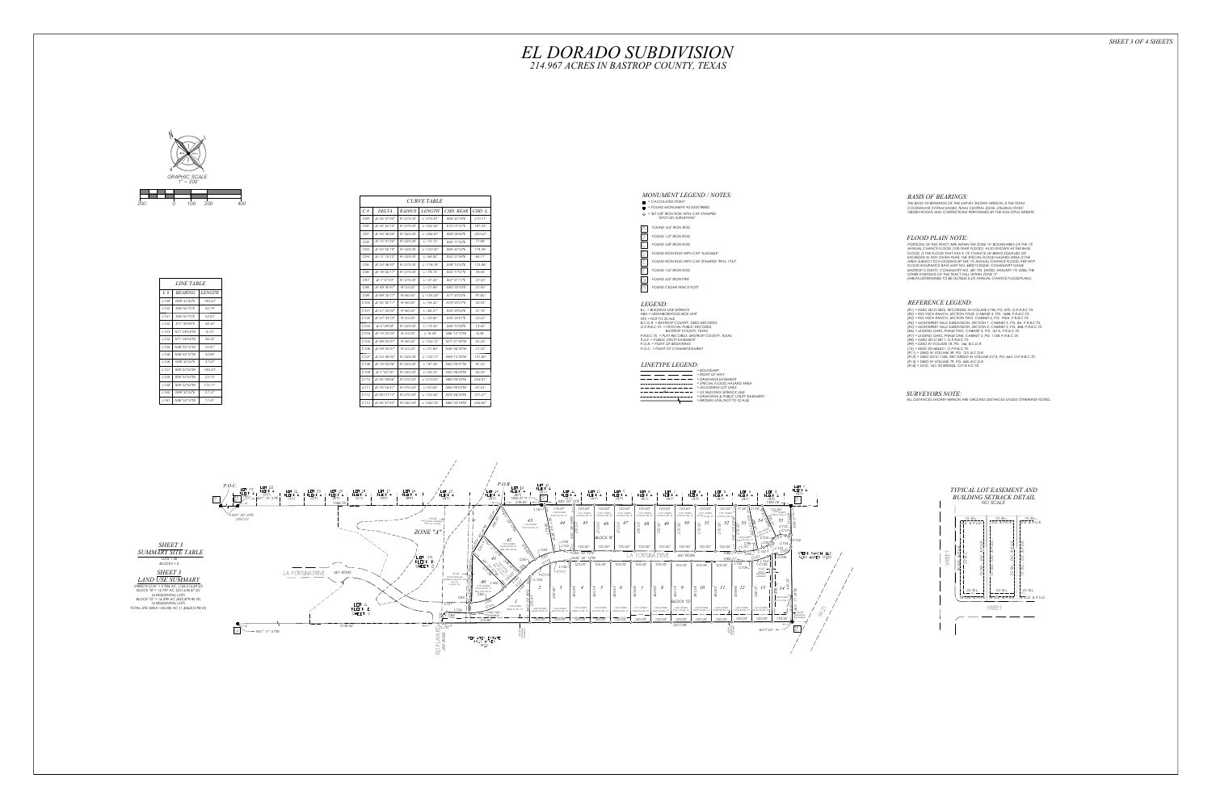# EL DORADO SUBDIVISION

## 214.967 ACRES IN BASTROP COUNTY, TEXAS

SHEET 3 OF 4 SHEETS

GRAPHIC SCALE
1" = 200'

200 0 100 200 400

| LINE TABLE | | |
|---|---|---|
| L # | BEARING | LENGTH |
| L129 | N08°32'03"E | 150.27' |
| L130 | S45°50'72"E | 65.19' |
| L131 | S45°50'72"E | 53.63' |
| L132 | S77°36'54"E | 38.35' |
| L133 | N71°59'54"W | 8.74' |
| L134 | N71°59'54"W | 58.25' |
| L155 | N08°32'12"W | 74.81' |
| L156 | N08°32'12"W | 53.88' |
| L157 | S08°32'57"E | 41.27' |
| L157 | S08°32'57"W | 184.33' |
| L158 | S08°32'57"W | 23.11' |
| L159 | S08°32'57"E | 172.71' |
| L160 | N08°32'57"E | 27.27' |
| L161 | N08°32'12"W | 17.41' |

| CURVE TABLE | | | | | |
|---|---|---|---|---|---|
| C # | DELTA | RADIUS | LENGTH | CHD. BEAR. | CHD. L. |
| C89 | Δ=45°57'59" | R=270.00' | L=216.61' | S08°37'59"E | 210.17' |
| C90 | Δ=42°52'17" | R=270.00' | L=202.02' | S75°29'17"E | 197.34' |
| C91 | Δ=47°58'38" | R=325.00' | L=268.97' | S09°59'47"E | 260.02' |
| C92 | Δ=12°51'23" | R=325.00' | L=72.72' | S05°11'23"E | 72.88' |
| C93 | Δ=20°50'19" | R=325.00' | L=120.02' | S08°30'24"E | 118.36' |
| C94 | Δ=11°76'52" | R=325.00' | L=64.52' | S03°24'54"E | 64.71' |
| C95 | Δ=29°18'03" | R=270.00' | L=116.78' | S09°12'57"E | 115.86' |
| C96 | Δ=16°56'11" | R=270.00' | L=79.74' | S06°12'51"E | 79.43' |
| C97 | Δ=7°55'23" | R=270.00' | L=37.32' | S07°47'11"E | 37.30' |
| C98 | Δ=39°45'07" | R=25.00' | L=17.88' | N07°50'47"E | 21.62' |
| C99 | Δ=89°35'17" | R=60.00' | L=104.29' | S77°30'02"E | 91.66' |
| C100 | Δ=42°52'17" | R=60.00' | L=44.52' | N79°49'27"E | 43.64' |
| C101 | Δ=61°33'07" | R=60.00' | L=60.21' | S00°28'45"E | 57.76' |
| C102 | Δ=47°45'13" | R=25.00' | L=20.82' | S05°38'03"E | 20.23' |
| C103 | Δ=2°29'03" | R=325.00' | L=14.50' | S08°15'59"E | 14.50' |
| C104 | Δ=14°32'53" | R=25.00' | L=6.28' | S46°12'13"E | 6.28' |
| C105 | Δ=88°03'07" | R=60.00' | L=103.72' | N71°27'00"W | 91.20' |
| C106 | Δ=49°30'07" | R=25.00' | L=21.60' | N46°46'30"E | 21.02' |
| C107 | Δ=24°48'03" | R=325.00' | L=142.71' | N09°13'33"W | 141.80' |
| C108 | Δ=16°54'24" | R=325.00' | L=97.36' | N82°09'07"W | 97.03' |
| C109 | Δ=1°53'14" | R=325.00' | L=95.23' | N67°00'29"W | 35.10' |
| C110 | Δ=34°38'58" | R=270.00' | L=210.22' | N60°09'33"E | 204.97' |
| C111 | Δ=15°30'47" | R=270.00' | L=67.65' | N60°00'05"E | 67.24' |
| C112 | Δ=26°07'14" | R=270.00' | L=122.57' | N76°29'37"W | 121.57' |
| C113 | Δ=40°27'47" | R=325.00' | L=262.70' | N80°23'18"W | 258.00' |

## MONUMENT LEGEND / NOTES:

- ■ = CALCULATED POINT
- ● = FOUND MONUMENT AS DESCRIBED
- ○ = SET 5/8" IRON ROD WITH CAP STAMPED "SPOT ON SURVEYING"

1. FOUND 3/4" IRON ROD
2. FOUND 1/2" IRON ROD
3. FOUND 5/8" IRON ROD
4. FOUND IRON ROD WITH CAP "ILLEGIBLE"
5. FOUND IRON ROD WITH CAP STAMPED "RPLS 1753"
6. FOUND 1/2" IRON ROD
7. FOUND 3/4" IRON PIPE
8. FOUND CEDAR FENCE POST

## LEGEND:

B.L. = BUILDING LINE SETBACK
NBU = NEIGHBORHOOD BOX UNIT
NTS = NOT TO SCALE
B.C.D.R. = BASTROP COUNTY, DEED RECORDS
O.P.R.B.C.TX. = OFFICIAL PUBLIC RECORDS, BASTROP COUNTY, TEXAS
P.R.B.C.TX. = PLAT RECORDS, BASTROP COUNTY, TEXAS
P.U.E. = PUBLIC UTILITY EASEMENT
P.O.B. = POINT OF BEGINNING
P.O.C. = POINT OF COMMENCEMENT

## LINETYPE LEGEND:

- = BOUNDARY
- = RIGHT OF WAY
- = DRAINAGE EASEMENT
- = SPECIAL FLOOD HAZARD AREA
- = ADJOINING LOT LINES
- = 25' BUILDING SETBACK LINE
- = DRAINAGE & PUBLIC UTILITY EASEMENT
- = BROKEN LINE (NOT TO SCALE)

## BASIS OF BEARINGS:

THE BASIS OF BEARINGS OF THIS SURVEY SHOWN HEREON, IS THE TEXAS COORDINATE SYSTEM NAD83, TEXAS CENTRAL ZONE, UTILIZING STATIC OBSERVATIONS AND CORRECTIONS PERFORMED BY THE NGS OPUS WEBSITE.

## FLOOD PLAIN NOTE:

PORTIONS OF THIS TRACT ARE WITHIN THE ZONE "A" BOUNDARIES OF THE 1% ANNUAL CHANCE FLOOD (100-YEAR FLOOD), ALSO KNOWN AS THE BASE FLOOD, IS THE FLOOD THAT HAS A 1% CHANCE OF BEING EQUALED OR EXCEEDED IN ANY GIVEN YEAR. THE SPECIAL FLOOD HAZARD AREA IS THE AREA SUBJECT TO FLOODING BY THE 1% ANNUAL CHANCE FLOOD. PER NFIP FLOOD INSURANCE RATE MAP NO. 48021C0325E, COMMUNITY NAME BASTROP COUNTY, COMMUNITY NO. 481193, DATED JANUARY 19, 2006. THE OTHER PORTIONS OF THE TRACT FALL WITHIN ZONE "X" (AREAS DETERMINED TO BE OUTSIDE 0.2% ANNUAL CHANCE FLOODPLAIN).

## REFERENCE LEGEND:

(R1) = DEED 201213823, RECORDED IN VOLUME 2196, PG. 675, O.P.R.B.C.TX.
(R2) = RIO VISTA RANCH, SECTION FOUR, CABINET 5, PG. 168B, P.R.B.C.TX.
(R3) = RIO VISTA RANCH, SECTION TWO, CABINET 6, PG. 190A, P.R.B.C.TX.
(R4) = MONTERREY HILLS SUBDIVISION, SECTION 1, CABINET 6, PG. 8A, P.R.B.C.TX.
(R5) = MONTERREY HILLS SUBDIVISION, SECTION 2, CABINET 6, PG. 36B, P.R.B.C.TX.
(R6) = LEGEND OAKS, PHASE TWO, CABINET 5, PG. 161A, P.R.B.C.TX.
(R7) = LEGEND OAKS, PHASE ONE, CABINET 5, PG. 112B, P.R.B.C.TX.
(R8) = DEED 201212811, O.P.R.B.C.TX.
(R9) = DEED IN VOLUME 18, PG. 166, B.C.D.R.
(10) = DEED 201606631, O.P.R.B.C.TX.
(R11) = DEED IN VOLUME 39, PG. 123, B.C.D.R.
(R12) = DEED 201211536, RECORDED IN VOLUME 2173, PG. 665, O.P.R.B.C.TX.
(R13) = DEED IN VOLUME 79, PG. 436, B.C.D.R.
(R14) = DOC. NO. 201803304, O.P.R.B.C.TX.

## SURVEYORS NOTE:

ALL DISTANCES SHOWN HEREON ARE GRIDDING DISTANCES UNLESS OTHERWISE NOTED.

## SHEET 3 SUMMARY SITE TABLE

LOTS = 38
BLOCKS = 2

## SHEET 3 LAND USE SUMMARY

SHEET R.O.W. = 2.904 AC. (126,514.69 SF)
BLOCK "A" = 12.797 AC. (557,418.47 SF)
16 RESIDENTIAL LOTS
BLOCK "D" = 14.299 AC. (622,879.48 SF)
14 RESIDENTIAL LOTS
TOTAL SITE AREA = 30.000 AC. (1,306,812.98 SF)

## TYPICAL LOT EASEMENT AND BUILDING SETBACK DETAIL

NO SCALE

15' B.L. — 15' B.L. — 15' B.L.
25' B.L. — 25' B.L. — 25' B.L. & P.U.E.
STREET

P.O.C. — P.O.B. — ZONE "A" — LA FORTUNA DRIVE (60' ROW) — BLOCK "A" — BLOCK "D" — RIO PLATA DRIVE (60' ROW)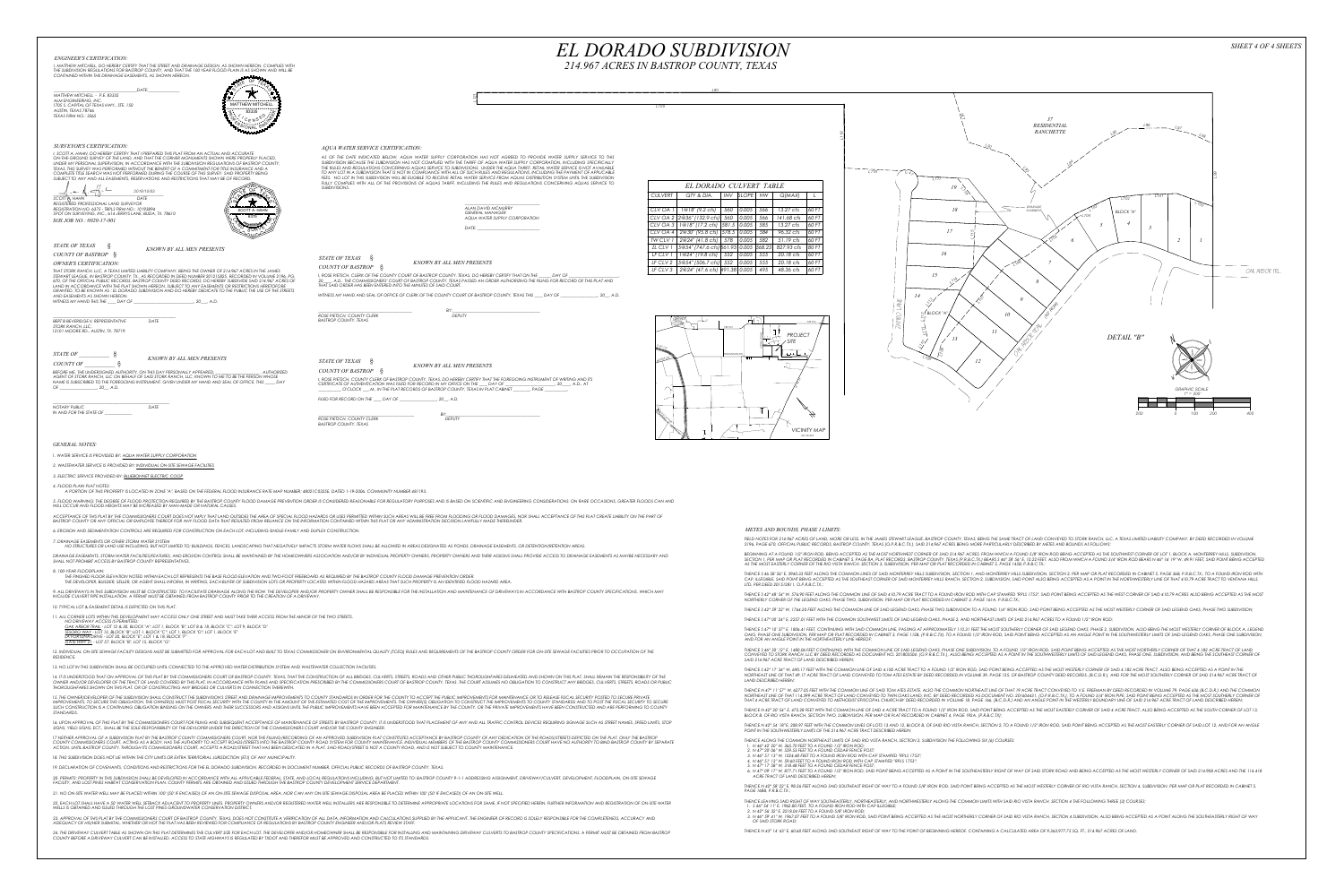# EL DORADO SUBDIVISION

## 214.967 ACRES IN BASTROP COUNTY, TEXAS

SHEET 4 OF 4 SHEETS

### ENGINEER'S CERTIFICATION:

I, MATTHEW MITCHELL, DO HEREBY CERTIFY THAT THE STREET AND DRAINAGE DESIGN, AS SHOWN HEREON, COMPLIES WITH THE SUBDIVISION REGULATIONS FOR BASTROP COUNTY, AND THAT THE 100 YEAR FLOOD PLAIN IS AS SHOWN AND WILL BE CONTAINED WITHIN THE DRAINAGE EASEMENTS, AS SHOWN HEREON.

_______________________ DATE__________

MATTHEW MITCHELL — P.E. 83335
ALM ENGINEERING, INC.
1705 S. CAPITAL OF TEXAS HWY., STE. 150
AUSTIN, TEXAS 78746
TEXAS FIRM NO.: 3565

### SURVEYOR'S CERTIFICATION:

I, SCOTT A. HAHN, DO HEREBY CERTIFY THAT I PREPARED THIS PLAT FROM AN ACTUAL AND ACCURATE ON-THE-GROUND SURVEY OF THE LAND, AND THAT THE CORNER MONUMENTS SHOWN WERE PROPERLY PLACED, UNDER MY PERSONAL SUPERVISION, IN ACCORDANCE WITH THE SUBDIVISION REGULATIONS OF BASTROP COUNTY, TEXAS. THIS SURVEY WAS PERFORMED WITHOUT THE BENEFIT OF A COMMITMENT FOR TITLE INSURANCE AND A COMPLETE TITLE SEARCH WAS NOT PERFORMED DURING THE COURSE OF THIS SURVEY. SAID PROPERTY BEING SUBJECT TO ANY AND ALL EASEMENTS, RESERVATIONS AND RESTRICTIONS THAT MAY BE OF RECORD.

2018/10/02

SCOTT A. HAHN DATE
REGISTERED PROFESSIONAL LAND SURVEYOR
REGISTRATION NO. 6375 - TBPLS FIRM NO.: 10194894
SPOT ON SURVEYING, INC., 614 JERRYS LANE, BUDA, TX, 78610
SOB JOB NO.: 0020-17-001

### STATE OF TEXAS §
### COUNTY OF BASTROP § KNOWN BY ALL MEN PRESENTS

### OWNER'S CERTIFICATION:

THAT STORK RANCH, LLC, A TEXAS LIMITED LIABILITY COMPANY, BEING THE OWNER OF 214.967 ACRES IN THE JAMES STEWART LEAGUE, IN BASTROP COUNTY, TX., AS RECORDED IN DEED NUMBER 201215855, RECORDED IN VOLUME 2196, PG. 670, OF THE OFFICIAL PUBLIC RECORDS, BASTROP COUNTY DEED RECORDS, DO HEREBY SUBDIVIDE SAID 214.967 ACRES OF LAND IN ACCORDANCE WITH THE PLAT SHOWN HEREON, SUBJECT TO ANY EASEMENTS OR RESTRICTIONS HERETOFORE GRANTED, TO BE KNOWN AS : EL DORADO SUBDIVISION AND DO HEREBY DEDICATE TO THE PUBLIC THE USE OF THE STREETS AND EASEMENTS AS SHOWN HEREON.
WITNESS MY HAND THIS THE ___ DAY OF ______________________, 20___ A.D.

_______________________ ___________
BRIT II RIVERIDGE II, REPRESENTATIVE DATE
STORK RANCH, LLC
12101 MOORE RD., AUSTIN, TX. 78719

### STATE OF ________ §
### COUNTY OF ________ § KNOWN BY ALL MEN PRESENTS

BEFORE ME, THE UNDERSIGNED AUTHORITY, ON THIS DAY PERSONALLY APPEARED ______________________, AUTHORIZED AGENT OF STORK RANCH, LLC ON BEHALF OF SAID STORK RANCH, LLC, KNOWN TO ME TO BE THE PERSON WHOSE NAME IS SUBSCRIBED TO THE FOREGOING INSTRUMENT. GIVEN UNDER MY HAND AND SEAL OF OFFICE THIS ___ DAY OF ______________, 20___ A.D.

_______________________ ___________
NOTARY PUBLIC DATE
IN AND FOR THE STATE OF ___________

### AQUA WATER SERVICE CERTIFICATION:

AS OF THE DATE INDICATED BELOW, AQUA WATER SUPPLY CORPORATION HAS NOT AGREED TO PROVIDE WATER SUPPLY SERVICE TO THIS SUBDIVISION BECAUSE THE SUBDIVISION HAS NOT COMPLIED WITH THE TARIFF OF AQUA WATER SUPPLY CORPORATION, INCLUDING SPECIFICALLY THE RULES AND REGULATIONS CONCERNING AQUA'S SERVICE TO SUBDIVISIONS. UNDER THE AQUA TARIFF, RETAIL WATER SERVICE IS NOT AVAILABLE TO ANY LOT IN A SUBDIVISION THAT IS NOT IN COMPLIANCE WITH ALL OF SUCH RULES AND REGULATIONS, INCLUDING THE PAYMENT OF APPLICABLE FEES. NO LOT IN THIS SUBDIVISION WILL BE ELIGIBLE TO RECEIVE RETAIL WATER SERVICE FROM AQUA'S DISTRIBUTION SYSTEM UNTIL THE SUBDIVISION FULLY COMPLIES WITH ALL OF THE PROVISIONS OF AQUA'S TARIFF, INCLUDING THE RULES AND REGULATIONS CONCERNING AQUA'S SERVICE TO SUBDIVISIONS.

_______________________
ALAN DAVID MCMURRY
GENERAL MANAGER
AQUA WATER SUPPLY CORPORATION

DATE: _______________

### STATE OF TEXAS §
### COUNTY OF BASTROP § KNOWN BY ALL MEN PRESENTS

I, ROSE PIETSCH, CLERK OF THE COUNTY COURT OF BASTROP COUNTY, TEXAS, DO HEREBY CERTIFY THAT ON THE ____ DAY OF ______________, 20___ A.D., THE COMMISSIONERS' COURT OF BASTROP COUNTY, TEXAS PASSED AN ORDER AUTHORIZING THE FILING FOR RECORD OF THE PLAT AND THAT SAID ORDER HAS BEEN ENTERED INTO THE MINUTES OF SAID COURT.

WITNESS MY HAND AND SEAL OF OFFICE OF CLERK OF THE COUNTY COURT OF BASTROP COUNTY, TEXAS THIS ____ DAY OF ______________, 20___ A.D.

_______________________ BY: _______________________
ROSE PIETSCH, COUNTY CLERK DEPUTY
BASTROP COUNTY, TEXAS

### STATE OF TEXAS §
### COUNTY OF BASTROP § KNOWN BY ALL MEN PRESENTS

I, ROSE PIETSCH, COUNTY CLERK OF BASTROP COUNTY, TEXAS, DO HEREBY CERTIFY THAT THE FOREGOING INSTRUMENT OF WRITING AND ITS CERTIFICATE OF AUTHENTICATION WAS FILED FOR RECORD IN MY OFFICE ON THE ____ DAY OF ______________, 20___ A.D., AT ______ O'CLOCK ___M. IN THE PLAT RECORDS OF BASTROP COUNTY, TEXAS IN PLAT CABINET ________ PAGE ________.

FILED FOR RECORD ON THE ____ DAY OF ______________, 20___ A.D.

_______________________ BY: _______________________
ROSE PIETSCH, COUNTY CLERK DEPUTY
BASTROP COUNTY, TEXAS

### EL DORADO CULVERT TABLE

| CULVERT | QTY & DIA. | INV | SLOPE | HW | Q(MAX) | L |
|---|---|---|---|---|---|---|
| CLV OA 1 | 1@18" (9.2 cfs) | 560 | 0.005 | 566 | 13.27 cfs | 60 FT |
| CLV OA 2 | 2@36" (132.9 cfs) | 560 | 0.005 | 566 | 141.68 cfs | 60 FT |
| CLV OA 3 | 1@18" (17.2 cfs) | 581.5 | 0.005 | 585 | 13.27 cfs | 60 FT |
| CLV OA 4 | 2@30" (95.8 cfs) | 578.5 | 0.005 | 584 | 96.32 cfs | 60 FT |
| TW CLV 1 | 2@24" (41.8 cfs) | 578 | 0.005 | 582 | 51.19 cfs | 60 FT |
| ZL CLV 1 | 5@54" (747.6 cfs) | 561.92 | 0.005 | 568.22 | 827.93 cfs | 80 FT |
| LF CLV 1 | 1@24" (19.8 cfs) | 552 | 0.005 | 555 | 20.18 cfs | 60 FT |
| LF CLV 2 | 5@54" (506.7 cfs) | 552 | 0.005 | 555 | 20.18 cfs | 60 FT |
| LF CLV 3 | 2@24" (47.6 cfs) | 491.38 | 0.005 | 495 | 48.36 cfs | 60 FT |

VICINITY MAP

PROJECT SITE

37 RESIDENTIAL RANCHETTE

BLOCK "A"

BLOCK "A"

DETAIL "B"

GRAPHIC SCALE

OAK ARBOR TRL.

### GENERAL NOTES:

1. WATER SERVICE IS PROVIDED BY: AQUA WATER SUPPLY CORPORATION
2. WASTEWATER SERVICE IS PROVIDED BY: INDIVIDUAL ON-SITE SEWAGE FACILITIES
3. ELECTRIC SERVICE PROVIDED BY: BLUEBONNET ELECTRIC COOP
4. FLOOD PLAIN PLAT NOTES:
   A PORTION OF THIS PROPERTY IS LOCATED IN ZONE "A" BASED ON THE FEDERAL FLOOD INSURANCE RATE MAP NUMBER: 48021C0325E, DATED 1-19-2006, COMMUNITY NUMBER 481193.
5. FLOOD WARNING: THE DEGREE OF FLOOD PROTECTION REQUIRED BY THE BASTROP COUNTY FLOOD DAMAGE PREVENTION ORDER IS CONSIDERED REASONABLE FOR REGULATORY PURPOSES AND IS BASED ON SCIENTIFIC AND ENGINEERING CONSIDERATIONS. ON RARE OCCASIONS, GREATER FLOODS CAN AND WILL OCCUR AND FLOOD HEIGHTS MAY BE INCREASED BY MAN-MADE OR NATURAL CAUSES.

ACCEPTANCE OF THIS PLAT BY THE COMMISSIONERS COURT DOES NOT IMPLY THAT LAND OUTSIDE THE AREA OF SPECIAL FLOOD HAZARDS OR USES PERMITTED WITHIN SUCH AREAS WILL BE FREE FROM FLOODING OR FLOOD DAMAGES, NOR SHALL ACCEPTANCE OF THIS PLAT CREATE LIABILITY ON THE PART OF BASTROP COUNTY OR ANY OFFICIAL OR EMPLOYEE THEREOF FOR ANY FLOOD DATA THAT RESULTED FROM RELIANCE ON THE INFORMATION CONTAINED WITHIN THIS PLAT OR ANY ADMINISTRATIVE DECISION LAWFULLY MADE THEREUNDER.

6. EROSION AND SEDIMENTATION CONTROLS ARE REQUIRED FOR CONSTRUCTION ON EACH LOT, INCLUDING SINGLE FAMILY AND DUPLEX CONSTRUCTION.
7. DRAINAGE EASEMENTS OR OTHER STORM WATER SYSTEM
   NO STRUCTURES OR LAND USE INCLUDING, BUT NOT LIMITED TO; BUILDINGS, FENCES, LANDSCAPING THAT NEGATIVELY IMPACTS STORM WATER FLOWS SHALL BE ALLOWED IN AREAS DESIGNATED AS PONDS, DRAINAGE EASEMENTS, OR DETENTION/RETENTION AREAS.

DRAINAGE EASEMENTS, STORM WATER FACILITIES/FEATURES, AND EROSION CONTROL SHALL BE MAINTAINED BY THE HOMEOWNERS ASSOCIATION AND/OR BY INDIVIDUAL PROPERTY OWNERS. PROPERTY OWNERS AND THEIR ASSIGNS SHALL PROVIDE ACCESS TO DRAINAGE EASEMENTS AS MAY BE NECESSARY AND SHALL NOT PROHIBIT ACCESS BY BASTROP COUNTY GOVERNMENT OFFICIALS.

8. 100-YEAR FLOODPLAIN:
   THE FINISHED FLOOR ELEVATION NOTED WITHIN EACH LOT REPRESENTS THE BASE FLOOD ELEVATION AND TWO-FOOT FREEBOARD AS REQUIRED BY THE BASTROP COUNTY FLOOD DAMAGE PREVENTION ORDER.
   THE DEVELOPER, BUILDER, SELLER, OR AGENT SHALL INFORM, IN WRITING, EACH BUYER OF SUBDIVISION LOTS OR PROPERTY LOCATED WITHIN FLOOD HAZARD AREAS THAT SUCH PROPERTY IS AN IDENTIFIED FLOOD HAZARD AREA.
9. ALL DRIVEWAYS IN THIS SUBDIVISION MUST BE CONSTRUCTED TO FACILITATE DRAINAGE ALONG THE ROW. THE DEVELOPER AND/OR PROPERTY OWNER SHALL BE RESPONSIBLE FOR THE INSTALLATION AND MAINTENANCE OF DRIVEWAYS IN ACCORDANCE WITH BASTROP COUNTY SPECIFICATIONS, WHICH MAY INCLUDE CULVERT PIPE INSTALLATION. A PERMIT MUST BE OBTAINED FROM BASTROP COUNTY PRIOR TO THE CREATION OF A DRIVEWAY.
10. TYPICAL LOT & EASEMENT DETAIL IS DEPICTED ON THIS PLAT.
11. ALL CORNER LOTS WITHIN THIS DEVELOPMENT MAY ACCESS ONLY ONE STREET AND MUST TAKE THEIR ACCESS FROM THE MINOR OF THE TWO STREETS.
    NO DRIVEWAY ACCESS IS PERMITTED:
    OAK ARBOR TRAIL - LOT 12 & 18, BLOCK "A"; LOT 1, BLOCK "B"; LOT 8 & 18, BLOCK "C"; LOT 8, BLOCK "D"
    ZAPATO WAY - LOT 12, BLOCK "B"; LOT 1, BLOCK "C"; LOT 1, BLOCK "E"; LOT 1, BLOCK "E"
    LA FLOR BOOTH - LOT 16, BLOCK "B"; LOT 1 & 18, BLOCK "F"
    TEJAS TRAIL - LOT 37, BLOCK "B"; LOT 15, BLOCK "G"
12. INDIVIDUAL ON-SITE SEWAGE FACILITY DESIGNS MUST BE SUBMITTED FOR APPROVAL FOR EACH LOT AND BUILT TO TEXAS COMMISSION ON ENVIRONMENTAL QUALITY (TCEQ) RULES AND REQUIREMENTS OF THE BASTROP COUNTY ORDER FOR ON-SITE SEWAGE FACILITIES PRIOR TO OCCUPATION OF THE RESIDENCE.
13. NO LOT IN THIS SUBDIVISION SHALL BE OCCUPIED UNTIL CONNECTED TO THE APPROVED WATER DISTRIBUTION SYSTEM AND WASTEWATER COLLECTION FACILITIES.
14. IT IS UNDERSTOOD THAT ON APPROVAL OF THIS PLAT BY THE COMMISSIONERS COURT OF BASTROP COUNTY, TEXAS, THAT THE CONSTRUCTION OF ALL BRIDGES, CULVERTS, STREETS, ROADS AND OTHER PUBLIC THOROUGHFARES DELINEATED AND SHOWN ON THIS PLAT, SHALL REMAIN THE RESPONSIBILITY OF THE OWNER AND/OR DEVELOPER OF THE TRACT OF LAND COVERED BY THIS PLAT, IN ACCORDANCE WITH PLANS AND SPECIFICATION PRESCRIBED BY THE COMMISSIONERS COURT OF BASTROP COUNTY, TEXAS. THE COURT ASSUMES NO OBLIGATION TO CONSTRUCT ANY BRIDGES, CULVERTS, STREETS, ROADS OR PUBLIC THOROUGHFARES SHOWN ON THIS PLAT, OR OF CONSTRUCTING ANY BRIDGES OR CULVERTS IN CONNECTION THEREWITH.
15. THE OWNER/DEVELOPER OF THE SUBDIVISION SHALL CONSTRUCT THE SUBDIVISION'S STREET AND DRAINAGE IMPROVEMENTS TO COUNTY STANDARDS IN ORDER FOR THE COUNTY TO ACCEPT THE PUBLIC IMPROVEMENTS FOR MAINTENANCE OR TO RELEASE FISCAL SECURITY POSTED TO SECURE PRIVATE IMPROVEMENTS. TO SECURE THIS OBLIGATION, THE OWNER(S) MUST POST FISCAL SECURITY WITH THE COUNTY IN THE AMOUNT OF THE ESTIMATED COST OF THE IMPROVEMENTS. THE OWNER(S) OBLIGATION TO CONSTRUCT THE IMPROVEMENTS TO COUNTY STANDARDS AND TO POST THE FISCAL SECURITY TO SECURE SUCH CONSTRUCTION IS A CONTINUING OBLIGATION BINDING ON THE OWNERS AND THEIR SUCCESSORS AND ASSIGNS UNTIL THE PUBLIC IMPROVEMENTS HAVE BEEN ACCEPTED FOR MAINTENANCE BY THE COUNTY, OR THE PRIVATE IMPROVEMENTS HAVE BEEN CONSTRUCTED AND ARE PERFORMING TO COUNTY STANDARDS.
16. UPON APPROVAL OF THIS PLAT BY THE COMMISSIONERS COURT FOR FILING AND SUBSEQUENT ACCEPTANCE OF MAINTENANCE OF STREETS BY BASTROP COUNTY, IT IS UNDERSTOOD THAT PLACEMENT OF ANY AND ALL TRAFFIC CONTROL DEVICES REGULATING SIGNAGE SUCH AS STREET NAMES, STOP SIGNS, YIELD SIGNS, ETC., SHALL BE THE SOLE RESPONSIBILITY OF THE DEVELOPER UNDER THE DIRECTION OF THE COMMISSIONERS COURT AND/OR THE COUNTY ENGINEER.
17. NEITHER APPROVAL OF A SUBDIVISION PLAT BY THE BASTROP COUNTY COMMISSIONERS COURT, NOR THE FILING/RECORDING OF AN APPROVED SUBDIVISION PLAT CONSTITUTES ACCEPTANCE BY BASTROP COUNTY OF ANY DEDICATION OF THE ROADS/STREETS DEPICTED ON THE PLAT. ONLY THE BASTROP COUNTY COMMISSIONERS COURT, ACTING AS A BODY, HAS THE AUTHORITY TO ACCEPT ROADS/STREETS INTO THE BASTROP COUNTY ROAD SYSTEM FOR COUNTY MAINTENANCE. INDIVIDUAL MEMBERS OF THE BASTROP COUNTY COMMISSIONERS COURT HAVE NO AUTHORITY TO BIND BASTROP COUNTY BY SEPARATE ACTION. UNTIL BASTROP COUNTY, THROUGH ITS COMMISSIONERS COURT, ACCEPTS A ROAD/STREET THAT HAS BEEN DEDICATED IN A PLAT, SAID ROAD/STREET IS NOT A COUNTY ROAD, AND IS NOT SUBJECT TO COUNTY MAINTENANCE.
18. THIS SUBDIVISION DOES NOT LIE WITHIN THE CITY LIMITS OR EXTRA TERRITORIAL JURISDICTION (ETJ) OF ANY MUNICIPALITY.
19. DECLARATION OF COVENANTS, CONDITIONS AND RESTRICTIONS FOR THE EL DORADO SUBDIVISION, RECORDED IN DOCUMENT NUMBER ______, OFFICIAL PUBLIC RECORDS OF BASTROP COUNTY, TEXAS.
20. PERMITS: PROPERTY IN THIS SUBDIVISION SHALL BE DEVELOPED IN ACCORDANCE WITH ALL APPLICABLE FEDERAL, STATE, AND LOCAL REGULATIONS INCLUDING, BUT NOT LIMITED TO: BASTROP COUNTY 9-1-1 ADDRESSING ASSIGNMENT, DRIVEWAY/CULVERT, DEVELOPMENT, FLOODPLAIN, ON-SITE SEWAGE FACILITY, AND LOST PINES HABITAT CONSERVATION PLAN. COUNTY PERMITS ARE OBTAINED AND ISSUED THROUGH THE BASTROP COUNTY DEVELOPMENT SERVICE DEPARTMENT.
21. NO ON-SITE WATER WELL MAY BE PLACED WITHIN 100' (50' IF ENCASED) OF AN ON-SITE SEWAGE DISPOSAL AREA, NOR CAN ANY ON-SITE SEWAGE DISPOSAL AREA BE PLACED WITHIN 100' (50' IF ENCASED) OF AN ON-SITE WELL.
22. EACH LOT SHALL HAVE A 50' WATER WELL SETBACK ADJACENT TO PROPERTY LINES. PROPERTY OWNERS AND/OR REGISTERED WATER WELL INSTALLERS ARE RESPONSIBLE TO DETERMINE APPROPRIATE LOCATIONS FOR SAME. IF NOT SPECIFIED HEREIN, FURTHER INFORMATION AND REGISTRATION OF ON-SITE WATER WELLS IS OBTAINED AND ISSUED THROUGH THE LOST PINES GROUNDWATER CONSERVATION DISTRICT.
23. APPROVAL OF THIS PLAT BY THE COMMISSIONERS COURT OF BASTROP COUNTY, TEXAS, DOES NOT CONSTITUTE A VERIFICATION OF ALL DATA, INFORMATION AND CALCULATIONS SUPPLIED BY THE APPLICANT. THE ENGINEER OF RECORD IS SOLELY RESPONSIBLE FOR THE COMPLETENESS, ACCURACY AND ADEQUACY OF HIS/HER SUBMITTAL, WHETHER OR NOT THE PLAT HAS BEEN REVIEWED FOR COMPLIANCE OF REGULATIONS BY BASTROP COUNTY ENGINEER AND/OR PLAN REVIEW STAFF.
24. THE DRIVEWAY CULVERT TABLE AS SHOWN ON THIS PLAT DETERMINES THE CULVERT SIZE FOR EACH LOT. THE DEVELOPER AND/OR HOMEOWNER SHALL BE RESPONSIBLE FOR INSTALLING AND MAINTAINING DRIVEWAY CULVERTS TO BASTROP COUNTY SPECIFICATIONS. A PERMIT MUST BE OBTAINED FROM BASTROP COUNTY BEFORE A DRIVEWAY CULVERT CAN BE INSTALLED. ACCESS TO STATE HIGHWAYS IS REGULATED BY TXDOT AND PERMIT MUST BE APPROVED AND CONSTRUCTED TO ITS STANDARDS.

### METES AND BOUNDS, PHASE 1 LIMITS:

FIELD NOTES FOR 214.967 ACRES OF LAND, MORE OR LESS, IN THE JAMES STEWART LEAGUE, BASTROP COUNTY, TEXAS, BEING THE SAME TRACT OF LAND CONVEYED TO STORK RANCH, LLC, A TEXAS LIMITED LIABILITY COMPANY, BY DEED RECORDED IN VOLUME 2196, PAGE 670, OFFICIAL PUBLIC RECORDS, BASTROP COUNTY, TEXAS (O.P.R.B.C.TX.), SAID 214.967 ACRES BEING MORE PARTICULARLY DESCRIBED BY METES AND BOUNDS AS FOLLOWS:

BEGINNING AT A FOUND 1/2" IRON ROD, BEING ACCEPTED AS THE MOST NORTHWEST CORNER OF SAID 214.967 ACRES, FROM WHICH A FOUND 5/8" IRON ROD BEING ACCEPTED AS THE SOUTHWEST CORNER OF LOT 1, BLOCK A, MONTERREY HILLS, SUBDIVISION, SECTION 1, PER MAP OR PLAT RECORDED IN CABINET 5, PAGE 8-A, PLAT RECORDS, BASTROP COUNTY, TEXAS (P.R.B.C.TX.) BEARS S 66° 08' 56" E, 10.22 FEET, ALSO FROM WHICH A FOUND 3/4" IRON ROD BEARS N 66° 16' 19" W, 89.91 FEET, SAID POINT BEING ACCEPTED AS THE MOST EASTERLY CORNER OF THE RIO VISTA RANCH, SECTION 3, SUBDIVISION, PER MAP OR PLAT RECORDED IN CABINET 5, PAGE 165B, P.R.B.C.TX.;

THENCE S 66° 58' 56" E, 3960.28 FEET ALONG THE COMMON LINES OF SAID MONTERREY HILLS SUBDIVISION, SECTION 1, AND MONTERREY HILLS SUBDIVISION, SECTION 2, PER MAP OR PLAT RECORDED IN CABINETS 5, PAGE 368, P.R.B.C.TX., TO A FOUND IRON ROD WITH CAP ILLEGIBLE, SAID POINT BEING ACCEPTED AS THE SOUTHEAST CORNER OF SAID MONTERREY HILLS SUBDIVISION, SECTION 2, SUBDIVISION, SAID POINT ALSO BEING ACCEPTED AS A POINT IN THE NORTHWESTERLY LINE OF THAT 610.79 ACRE TRACT CONVEYED TO VENTANA HILLS LTD., PER DEED 201510811, O.P.R.B.C.TX.;

THENCE S 42° 48' 54" W, 376.90 FEET ALONG THE COMMON LINE OF SAID 610.79 ACRE TRACT TO A FOUND IRON ROD WITH CAP STAMPED "RPLS 1753", SAID POINT BEING ACCEPTED AS THE WEST CORNER OF SAID 610.79 ACRES ALSO BEING ACCEPTED AS THE MOST NORTHERLY CORNER OF THE LEGEND OAKS, PHASE TWO, SUBDIVISION, PER MAP OF PLAT RECORDED IN CABINET 2, PAGE 161A, P.R.B.C.TX.;

THENCE S 42° 28' 22" W, 1764.28 FEET ALONG THE COMMON LINE OF SAID LEGEND OAKS, PHASE TWO SUBDIVISION TO A FOUND 1/4" IRON ROD, SAID POINT BEING ACCEPTED AS THE MOST WESTERLY CORNER OF SAID LEGEND OAKS, PHASE TWO SUBDIVISION;

THENCE S 47° 08' 24" E, 2357.01 FEET WITH THE COMMON SOUTHWEST LIMITS OF SAID LEGEND OAKS, PHASE 2, AND NORTHEAST LIMITS OF SAID 214.967 ACRES TO A FOUND 1/2" IRON ROD;

THENCE S 47° 18' 57" E, 1806.61 FEET, CONTINUING WITH SAID COMMON LINE, PASSING AT APPROXIMATELY 1110.31 FEET THE MOST SOUTHERLY CORNER OF SAID LEGEND OAKS, PHASE 2, SUBDIVISION, ALSO BEING THE MOST WESTERLY CORNER OF BLOCK A, LEGEND OAKS, PHASE ONE SUBDIVISION, PER MAP OF PLAT RECORDED IN CABINET 3, PAGE 112B, (P.R.B.C.TX), TO A FOUND 1/2" IRON ROD, SAID POINT BEING ACCEPTED AS AN ANGLE POINT IN THE SOUTHWESTERLY LIMITS OF SAID LEGEND OAKS, PHASE ONE SUBDIVISION, AND FOR AN ANGLE POINT IN THE NORTHEASTERLY LINE HEREOF;

THENCE S 66° 30' 12" E, 1480.06 FEET CONTINUING WITH THE COMMON LINE OF SAID LEGEND OAKS, PHASE ONE SUBDIVISION, TO A FOUND 1/2" IRON ROD, SAID POINT BEING ACCEPTED AS THE MOST NORTHERLY CORNER OF THAT 4.182 ACRE TRACT OF LAND CONVEYED TO STORK RANCH, LLC BY DEED RECORDED AS DOCUMENT NO. 201805506, (O.P.R.B.C.TX.), ALSO BEING ACCEPTED AS A POINT IN THE SOUTHWESTERLY LIMITS OF SAID LEGEND OAKS, PHASE ONE, SUBDIVISION, AND BEING THE SOUTHEAST CORNER OF SAID 214.967 ACRE TRACT OF LAND DESCRIBED HEREIN;

THENCE S 42° 17' 47" W, 690.17 FEET WITH THE COMMON LINE OF SAID 4.182 ACRE TRACT TO A FOUND 1/2" IRON ROD, SAID POINT BEING ACCEPTED AS THE MOST WESTERLY CORNER OF SAID 4.182 ACRE TRACT, ALSO BEING ACCEPTED AS A POINT IN THE NORTHEAST LINE OF THAT 69.17 ACRE TRACT OF LAND CONVEYED TO TOM ATES ESTATE BY DEED RECORDED IN VOLUME 39, PAGE 125, OF BASTROP COUNTY DEED RECORDS, (B.C.D.R.), AND FOR THE MOST SOUTHERLY CORNER OF SAID 214.967 ACRE TRACT OF LAND DESCRIBED HEREIN;

THENCE N 47° 11' 57" W, 6077.05 FEET WITH THE COMMON LINE OF SAID TOM ATES ESTATE, ALSO THE COMMON NORTHEAST LINE OF THAT 79 ACRE TRACT CONVEYED TO V.E. FREEMAN BY DEED RECORDED IN VOLUME 79, PAGE 636 (B.C.D.R.) AND THE COMMON NORTHEAST LINE OF THAT 116.399 ACRE TRACT OF LAND CONVEYED TO TWIN OAKS LAND, INC. BY DEED RECORDED AS DOCUMENT NO. 201606621, (O.P.R.B.C.TX.), TO A FOUND 3/4" IRON PIPE, SAID POINT BEING ACCEPTED AS THE MOST SOUTHERLY CORNER OF THAT 4 ACRE TRACT OF LAND CONVEYED TO METHODIST EPISCOPAL CHURCH BY DEED RECORDED IN VOLUME 18, PAGE 166, (B.C.D.R.) AND AN ANGLE POINT IN THE WESTERLY BOUNDARY LINE OF SAID 214.967 ACRE TRACT OF LAND DESCRIBED HEREIN;

THENCE N 42° 20' 56" E, 473.28 FEET WITH THE COMMON LINE OF SAID 4 ACRE TRACT TO A FOUND 1/2" IRON ROD, SAID POINT BEING ACCEPTED AS THE MOST EASTERLY CORNER OF SAID 4 ACRE TRACT, ALSO BEING ACCEPTED AS THE SOUTH CORNER OF LOT 12, BLOCK B, OF RIO VISTA RANCH, SECTION TWO, SUBDIVISION, PER MAP OF PLAT RECORDED IN CABINET 4, PAGE 192A, (P.R.B.C.TX);

THENCE N 42° 54' 18" E, 288.97 FEET WITH THE COMMON LINE OF LOTS 12 AND 13, BLOCK B, OF SAID RIO VISTA RANCH, SECTION 2, TO A FOUND 1/2" IRON ROD, SAID POINT BEING ACCEPTED AS THE MOST EASTERLY CORNER OF SAID LOT 13, AND FOR AN ANGLE POINT IN THE SOUTHWESTERLY LIMITS OF THE 214.967 ACRE TRACT DESCRIBED HEREIN;

THENCE ALONG THE COMMON NORTHEAST LINE OF SAID RIO VISTA RANCH, SECTION 2, SUBDIVISION THE FOLLOWING SIX (6) COURSES:
1. N 46° 43' 20" W, 365.70 FEET TO A FOUND 1/2" IRON ROD;
2. N 47° 28' 06" W, 339.53 FEET TO A FOUND CEDAR FENCE POST;
3. N 46° 51' 13" W, 1024.48 FEET TO A FOUND IRON ROD WITH CAP STAMPED "RPLS 1753";
4. N 46° 51' 13" W, 59.60 FEET TO A FOUND IRON ROD WITH CAP STAMPED "RPLS 1753";
5. N 47° 17' 58" W, 518.48 FEET TO A FOUND CEDAR FENCE POST;
6. N 47° 09' 17" W, 877.71 FEET TO A FOUND 1/2" IRON ROD, SAID POINT BEING ACCEPTED AS A POINT IN THE SOUTHEASTERLY RIGHT OF WAY OF SAID STORK ROAD AND BEING ACCEPTED AS THE MOST WESTERLY CORNER OF SAID 214.908 ACRES AND THE 116.418 ACRE TRACT OF LAND DESCRIBED HEREIN;

THENCE N 42° 38' 22" E, 98.26 FEET ALONG SAID SOUTHEAST RIGHT OF WAY TO A FOUND 5/8" IRON ROD, SAID POINT BEING ACCEPTED AS THE MOST WESTERLY CORNER OF RIO VISTA RANCH, SECTION 4, SUBDIVISION, PER MAP OR PLAT RECORDED IN CABINET 5, PAGE 168B, P.R.B.C.TX.;

THENCE LEAVING SAID RIGHT OF WAY SOUTHEASTERLY, NORTHEASTERLY, AND NORTHWESTERLY ALONG THE COMMON LIMITS WITH SAID RIO VISTA RANCH, SECTION 4 THE FOLLOWING THREE (3) COURSES:
1. S 46° 54' 11" E, 1960.80 FEET, TO A FOUND IRON ROD WITH CAP ILLEGIBLE;
2. N 42° 56' 32" E, 2218.06 FEET TO A FOUND 5/8" IRON ROD;
3. N 46° 39' 41" W, 1967.07 FEET TO A FOUND 5/8" IRON ROD, SAID POINT BEING ACCEPTED AS THE MOST NORTHERLY CORNER OF SAID RIO VISTA RANCH, SECTION 4 SUBDIVISION, ALSO BEING ACCEPTED AS A POINT ALONG THE SOUTHEASTERLY RIGHT OF WAY OF SAID STORK ROAD;

THENCE N 43° 14' 43" E, 60.65 FEET ALONG SAID SOUTHEAST RIGHT OF WAY TO THE POINT OF BEGINNING HEREOF, CONTAINING A CALCULATED AREA OF 9,363,977.75 SQ. FT., 214.967 ACRES OF LAND.